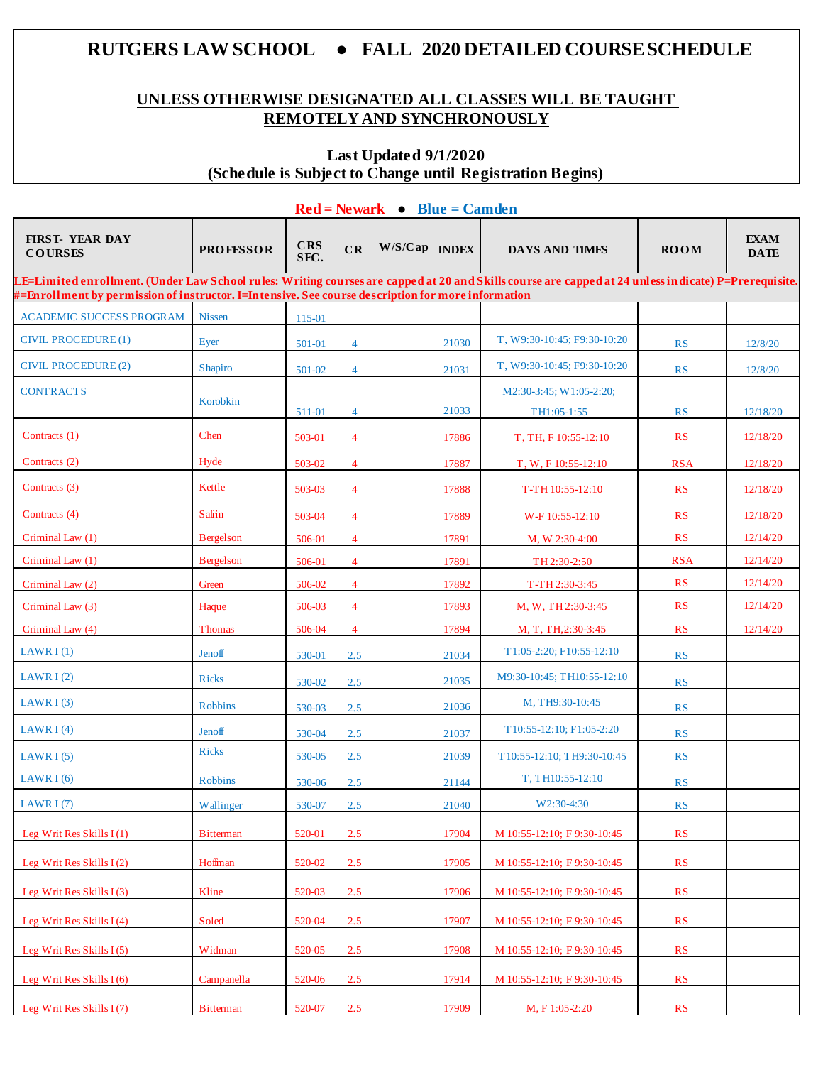# RUTGERS LAW SCHOOL ● FALL 2020 DETAILED COURSE SCHEDULE

**UNLESS OTHERWISE DESIGNATED ALL CLASSES WILL BE TAUGHT REMOTELY AND SYNCHRONOUSLY**

**Last Updated 9/1/2020**
**(Schedule is Subject to Change until Registration Begins)**

**Red = Newark ● Blue = Camden**

| FIRST- YEAR DAY COURSES | PROFESSOR | CRS SEC. | CR | W/S/Cap | INDEX | DAYS AND TIMES | ROOM | EXAM DATE |
|---|---|---|---|---|---|---|---|---|
| LE=Limited enrollment. (Under Law School rules: Writing courses are capped at 20 and Skills course are capped at 24 unless indicate) P=Prerequisite. #=Enrollment by permission of instructor. I=Intensive. See course description for more information | | | | | | | | |
| ACADEMIC SUCCESS PROGRAM | Nissen | 115-01 | | | | | | |
| CIVIL PROCEDURE (1) | Eyer | 501-01 | 4 | | 21030 | T, W9:30-10:45; F9:30-10:20 | RS | 12/8/20 |
| CIVIL PROCEDURE (2) | Shapiro | 501-02 | 4 | | 21031 | T, W9:30-10:45; F9:30-10:20 | RS | 12/8/20 |
| CONTRACTS | Korobkin | 511-01 | 4 | | 21033 | M2:30-3:45; W1:05-2:20; TH1:05-1:55 | RS | 12/18/20 |
| Contracts (1) | Chen | 503-01 | 4 | | 17886 | T, TH, F 10:55-12:10 | RS | 12/18/20 |
| Contracts (2) | Hyde | 503-02 | 4 | | 17887 | T, W, F 10:55-12:10 | RSA | 12/18/20 |
| Contracts (3) | Kettle | 503-03 | 4 | | 17888 | T-TH 10:55-12:10 | RS | 12/18/20 |
| Contracts (4) | Safrin | 503-04 | 4 | | 17889 | W-F 10:55-12:10 | RS | 12/18/20 |
| Criminal Law (1) | Bergelson | 506-01 | 4 | | 17891 | M, W 2:30-4:00 | RS | 12/14/20 |
| Criminal Law (1) | Bergelson | 506-01 | 4 | | 17891 | TH 2:30-2:50 | RSA | 12/14/20 |
| Criminal Law (2) | Green | 506-02 | 4 | | 17892 | T-TH 2:30-3:45 | RS | 12/14/20 |
| Criminal Law (3) | Haque | 506-03 | 4 | | 17893 | M, W, TH 2:30-3:45 | RS | 12/14/20 |
| Criminal Law (4) | Thomas | 506-04 | 4 | | 17894 | M, T, TH,2:30-3:45 | RS | 12/14/20 |
| LAWR I (1) | Jenoff | 530-01 | 2.5 | | 21034 | T1:05-2:20; F10:55-12:10 | RS | |
| LAWR I (2) | Ricks | 530-02 | 2.5 | | 21035 | M9:30-10:45; TH10:55-12:10 | RS | |
| LAWR I (3) | Robbins | 530-03 | 2.5 | | 21036 | M, TH9:30-10:45 | RS | |
| LAWR I (4) | Jenoff | 530-04 | 2.5 | | 21037 | T10:55-12:10; F1:05-2:20 | RS | |
| LAWR I (5) | Ricks | 530-05 | 2.5 | | 21039 | T10:55-12:10; TH9:30-10:45 | RS | |
| LAWR I (6) | Robbins | 530-06 | 2.5 | | 21144 | T, TH10:55-12:10 | RS | |
| LAWR I (7) | Wallinger | 530-07 | 2.5 | | 21040 | W2:30-4:30 | RS | |
| Leg Writ Res Skills I (1) | Bitterman | 520-01 | 2.5 | | 17904 | M 10:55-12:10; F 9:30-10:45 | RS | |
| Leg Writ Res Skills I (2) | Hoffman | 520-02 | 2.5 | | 17905 | M 10:55-12:10; F 9:30-10:45 | RS | |
| Leg Writ Res Skills I (3) | Kline | 520-03 | 2.5 | | 17906 | M 10:55-12:10; F 9:30-10:45 | RS | |
| Leg Writ Res Skills I (4) | Soled | 520-04 | 2.5 | | 17907 | M 10:55-12:10; F 9:30-10:45 | RS | |
| Leg Writ Res Skills I (5) | Widman | 520-05 | 2.5 | | 17908 | M 10:55-12:10; F 9:30-10:45 | RS | |
| Leg Writ Res Skills I (6) | Campanella | 520-06 | 2.5 | | 17914 | M 10:55-12:10; F 9:30-10:45 | RS | |
| Leg Writ Res Skills I (7) | Bitterman | 520-07 | 2.5 | | 17909 | M, F 1:05-2:20 | RS | |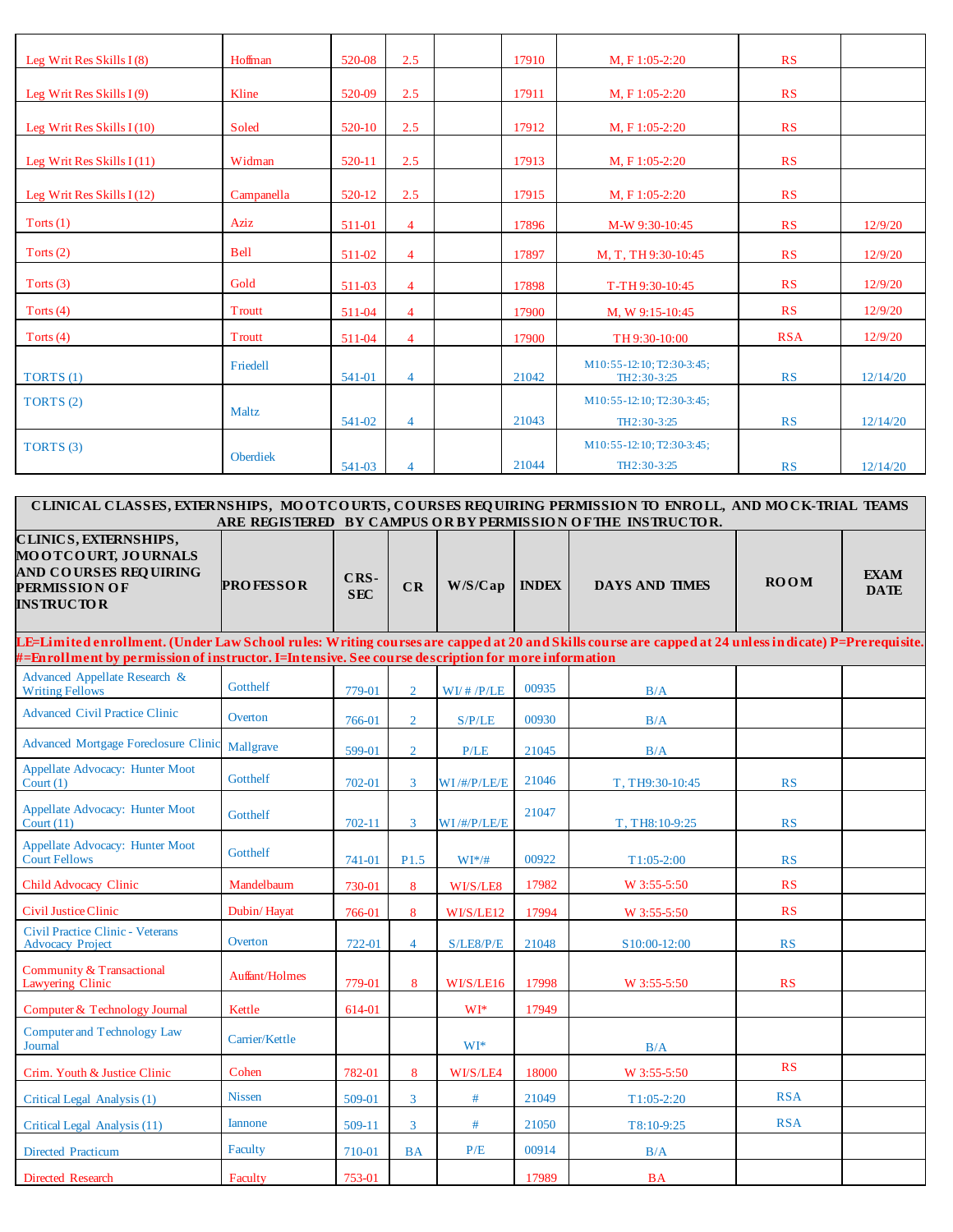| | | | | | | | | |
|---|---|---|---|---|---|---|---|---|
| Leg Writ Res Skills I (8) | Hoffman | 520-08 | 2.5 | | 17910 | M, F 1:05-2:20 | RS | |
| Leg Writ Res Skills I (9) | Kline | 520-09 | 2.5 | | 17911 | M, F 1:05-2:20 | RS | |
| Leg Writ Res Skills I (10) | Soled | 520-10 | 2.5 | | 17912 | M, F 1:05-2:20 | RS | |
| Leg Writ Res Skills I (11) | Widman | 520-11 | 2.5 | | 17913 | M, F 1:05-2:20 | RS | |
| Leg Writ Res Skills I (12) | Campanella | 520-12 | 2.5 | | 17915 | M, F 1:05-2:20 | RS | |
| Torts (1) | Aziz | 511-01 | 4 | | 17896 | M-W 9:30-10:45 | RS | 12/9/20 |
| Torts (2) | Bell | 511-02 | 4 | | 17897 | M, T, TH 9:30-10:45 | RS | 12/9/20 |
| Torts (3) | Gold | 511-03 | 4 | | 17898 | T-TH 9:30-10:45 | RS | 12/9/20 |
| Torts (4) | Troutt | 511-04 | 4 | | 17900 | M, W 9:15-10:45 | RS | 12/9/20 |
| Torts (4) | Troutt | 511-04 | 4 | | 17900 | TH 9:30-10:00 | RSA | 12/9/20 |
| TORTS (1) | Friedell | 541-01 | 4 | | 21042 | M10:55-12:10; T2:30-3:45; TH2:30-3:25 | RS | 12/14/20 |
| TORTS (2) | Maltz | 541-02 | 4 | | 21043 | M10:55-12:10; T2:30-3:45; TH2:30-3:25 | RS | 12/14/20 |
| TORTS (3) | Oberdiek | 541-03 | 4 | | 21044 | M10:55-12:10; T2:30-3:45; TH2:30-3:25 | RS | 12/14/20 |

**CLINICAL CLASSES, EXTERNSHIPS, MOOTCOURTS, COURSES REQUIRING PERMISSION TO ENROLL, AND MOCK-TRIAL TEAMS ARE REGISTERED BY CAMPUS OR BY PERMISSION OF THE INSTRUCTOR.**

**LE=Limited enrollment. (Under Law School rules: Writing courses are capped at 20 and Skills course are capped at 24 unless indicate) P=Prerequisite. #=Enrollment by permission of instructor. I=Intensive. See course description for more information**

| CLINICS, EXTERNSHIPS, MOOTCOURT, JOURNALS AND COURSES REQUIRING PERMISSION OF INSTRUCTOR | PROFESSOR | CRS-SEC | CR | W/S/Cap | INDEX | DAYS AND TIMES | ROOM | EXAM DATE |
|---|---|---|---|---|---|---|---|---|
| Advanced Appellate Research & Writing Fellows | Gotthelf | 779-01 | 2 | WI/ # /P/LE | 00935 | B/A | | |
| Advanced Civil Practice Clinic | Overton | 766-01 | 2 | S/P/LE | 00930 | B/A | | |
| Advanced Mortgage Foreclosure Clinic | Mallgrave | 599-01 | 2 | P/LE | 21045 | B/A | | |
| Appellate Advocacy: Hunter Moot Court (1) | Gotthelf | 702-01 | 3 | WI /#/P/LE/E | 21046 | T, TH9:30-10:45 | RS | |
| Appellate Advocacy: Hunter Moot Court (11) | Gotthelf | 702-11 | 3 | WI /#/P/LE/E | 21047 | T, TH8:10-9:25 | RS | |
| Appellate Advocacy: Hunter Moot Court Fellows | Gotthelf | 741-01 | P1.5 | WI*/# | 00922 | T1:05-2:00 | RS | |
| Child Advocacy Clinic | Mandelbaum | 730-01 | 8 | WI/S/LE8 | 17982 | W 3:55-5:50 | RS | |
| Civil Justice Clinic | Dubin/ Hayat | 766-01 | 8 | WI/S/LE12 | 17994 | W 3:55-5:50 | RS | |
| Civil Practice Clinic - Veterans Advocacy Project | Overton | 722-01 | 4 | S/LE8/P/E | 21048 | S10:00-12:00 | RS | |
| Community & Transactional Lawyering Clinic | Auffant/Holmes | 779-01 | 8 | WI/S/LE16 | 17998 | W 3:55-5:50 | RS | |
| Computer & Technology Journal | Kettle | 614-01 | | WI* | 17949 | | | |
| Computer and Technology Law Journal | Carrier/Kettle | | | WI* | | B/A | | |
| Crim. Youth & Justice Clinic | Cohen | 782-01 | 8 | WI/S/LE4 | 18000 | W 3:55-5:50 | RS | |
| Critical Legal Analysis (1) | Nissen | 509-01 | 3 | # | 21049 | T1:05-2:20 | RSA | |
| Critical Legal Analysis (11) | Iannone | 509-11 | 3 | # | 21050 | T8:10-9:25 | RSA | |
| Directed Practicum | Faculty | 710-01 | BA | P/E | 00914 | B/A | | |
| Directed Research | Faculty | 753-01 | | | 17989 | BA | | |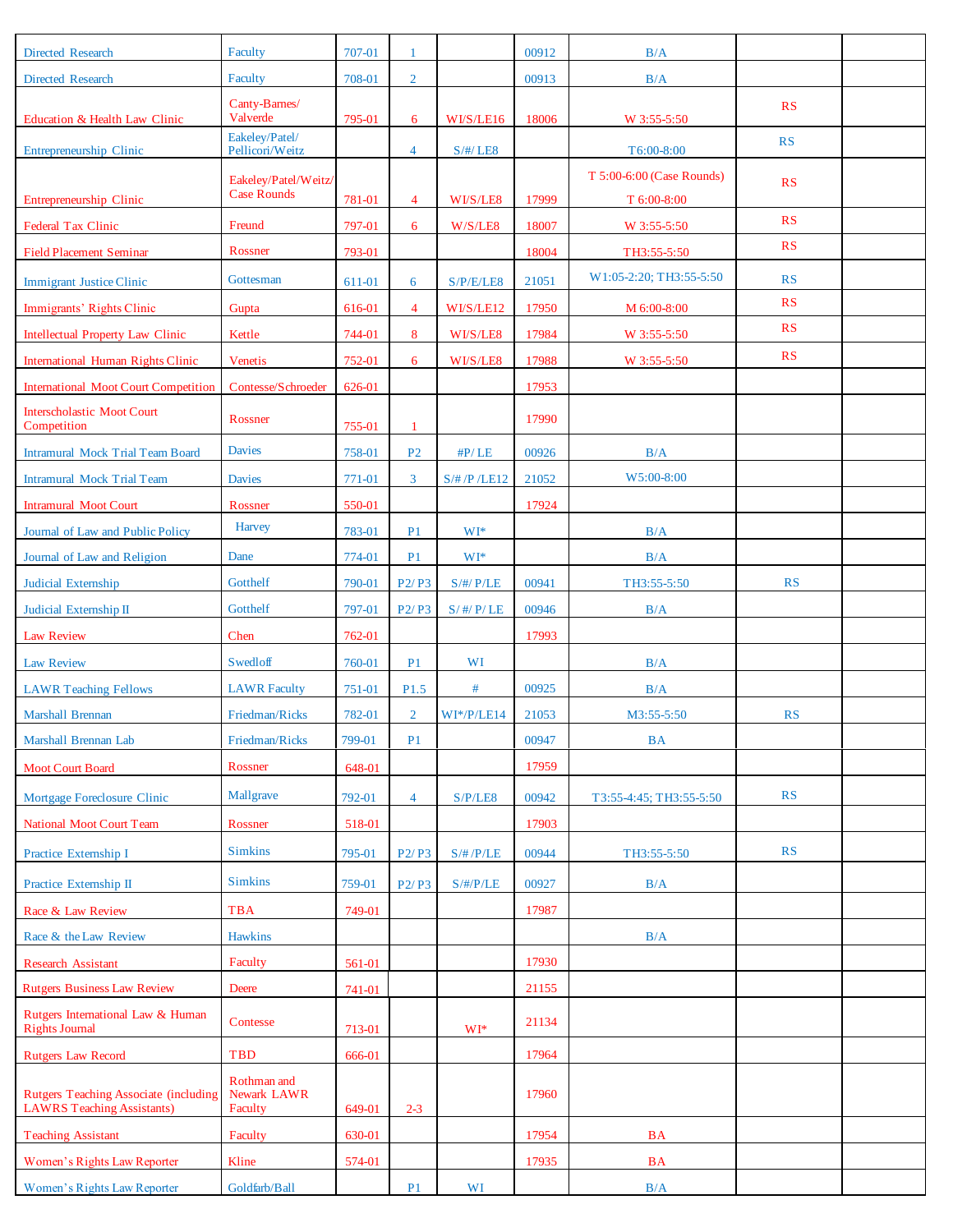| | | | | | | | | |
|---|---|---|---|---|---|---|---|---|
| Directed Research | Faculty | 707-01 | 1 | | 00912 | B/A | | |
| Directed Research | Faculty | 708-01 | 2 | | 00913 | B/A | | |
| Education & Health Law Clinic | Canty-Barnes/ Valverde | 795-01 | 6 | WI/S/LE16 | 18006 | W 3:55-5:50 | RS | |
| Entrepreneurship Clinic | Eakeley/Patel/ Pellicori/Weitz | | 4 | S/#/ LE8 | | T6:00-8:00 | RS | |
| Entrepreneurship Clinic | Eakeley/Patel/Weitz/ Case Rounds | 781-01 | 4 | WI/S/LE8 | 17999 | T 5:00-6:00 (Case Rounds) T 6:00-8:00 | RS | |
| Federal Tax Clinic | Freund | 797-01 | 6 | W/S/LE8 | 18007 | W 3:55-5:50 | RS | |
| Field Placement Seminar | Rossner | 793-01 | | | 18004 | TH3:55-5:50 | RS | |
| Immigrant Justice Clinic | Gottesman | 611-01 | 6 | S/P/E/LE8 | 21051 | W1:05-2:20; TH3:55-5:50 | RS | |
| Immigrants' Rights Clinic | Gupta | 616-01 | 4 | WI/S/LE12 | 17950 | M 6:00-8:00 | RS | |
| Intellectual Property Law Clinic | Kettle | 744-01 | 8 | WI/S/LE8 | 17984 | W 3:55-5:50 | RS | |
| International Human Rights Clinic | Venetis | 752-01 | 6 | WI/S/LE8 | 17988 | W 3:55-5:50 | RS | |
| International Moot Court Competition | Contesse/Schroeder | 626-01 | | | 17953 | | | |
| Interscholastic Moot Court Competition | Rossner | 755-01 | 1 | | 17990 | | | |
| Intramural Mock Trial Team Board | Davies | 758-01 | P2 | #P/ LE | 00926 | B/A | | |
| Intramural Mock Trial Team | Davies | 771-01 | 3 | S/# /P /LE12 | 21052 | W5:00-8:00 | | |
| Intramural Moot Court | Rossner | 550-01 | | | 17924 | | | |
| Journal of Law and Public Policy | Harvey | 783-01 | P1 | WI* | | B/A | | |
| Journal of Law and Religion | Dane | 774-01 | P1 | WI* | | B/A | | |
| Judicial Externship | Gotthelf | 790-01 | P2/ P3 | S/#/ P/LE | 00941 | TH3:55-5:50 | RS | |
| Judicial Externship II | Gotthelf | 797-01 | P2/ P3 | S/ #/ P/ LE | 00946 | B/A | | |
| Law Review | Chen | 762-01 | | | 17993 | | | |
| Law Review | Swedloff | 760-01 | P1 | WI | | B/A | | |
| LAWR Teaching Fellows | LAWR Faculty | 751-01 | P1.5 | # | 00925 | B/A | | |
| Marshall Brennan | Friedman/Ricks | 782-01 | 2 | WI*/P/LE14 | 21053 | M3:55-5:50 | RS | |
| Marshall Brennan Lab | Friedman/Ricks | 799-01 | P1 | | 00947 | BA | | |
| Moot Court Board | Rossner | 648-01 | | | 17959 | | | |
| Mortgage Foreclosure Clinic | Mallgrave | 792-01 | 4 | S/P/LE8 | 00942 | T3:55-4:45; TH3:55-5:50 | RS | |
| National Moot Court Team | Rossner | 518-01 | | | 17903 | | | |
| Practice Externship I | Simkins | 795-01 | P2/ P3 | S/# /P/LE | 00944 | TH3:55-5:50 | RS | |
| Practice Externship II | Simkins | 759-01 | P2/ P3 | S/#/P/LE | 00927 | B/A | | |
| Race & Law Review | TBA | 749-01 | | | 17987 | | | |
| Race & the Law Review | Hawkins | | | | | B/A | | |
| Research Assistant | Faculty | 561-01 | | | 17930 | | | |
| Rutgers Business Law Review | Deere | 741-01 | | | 21155 | | | |
| Rutgers International Law & Human Rights Journal | Contesse | 713-01 | | WI* | 21134 | | | |
| Rutgers Law Record | TBD | 666-01 | | | 17964 | | | |
| Rutgers Teaching Associate (including LAWRS Teaching Assistants) | Rothman and Newark LAWR Faculty | 649-01 | 2-3 | | 17960 | | | |
| Teaching Assistant | Faculty | 630-01 | | | 17954 | BA | | |
| Women's Rights Law Reporter | Kline | 574-01 | | | 17935 | BA | | |
| Women's Rights Law Reporter | Goldfarb/Ball | | P1 | WI | | B/A | | |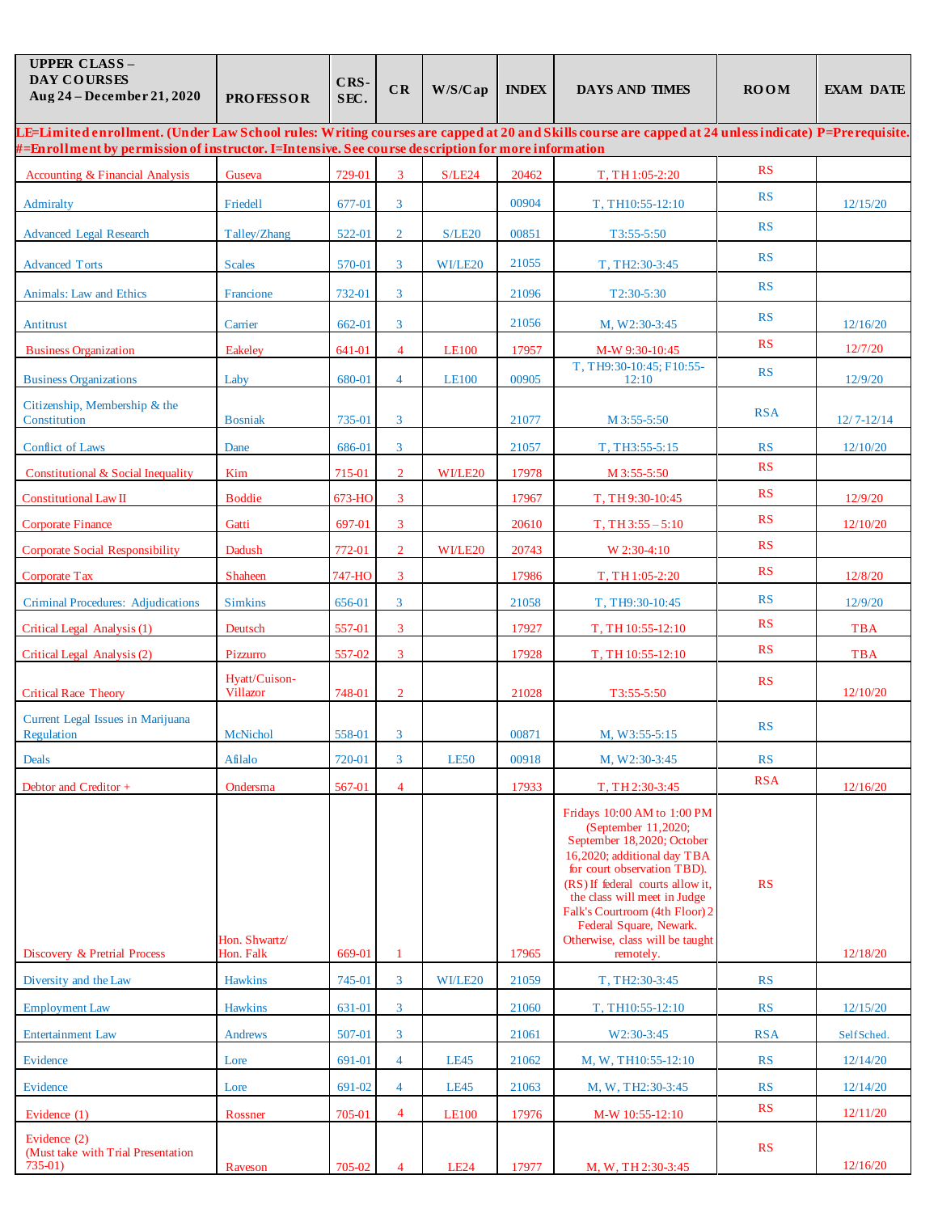| UPPER CLASS – DAY COURSES Aug 24 – December 21, 2020 | PROFESSOR | CRS-SEC. | CR | W/S/Cap | INDEX | DAYS AND TIMES | ROOM | EXAM DATE |
|---|---|---|---|---|---|---|---|---|
| **LE=Limited enrollment. (Under Law School rules: Writing courses are capped at 20 and Skills course are capped at 24 unless indicate) P=Prerequisite. #=Enrollment by permission of instructor. I=Intensive. See course description for more information** | | | | | | | | |
| Accounting & Financial Analysis | Guseva | 729-01 | 3 | S/LE24 | 20462 | T, TH 1:05-2:20 | RS | |
| Admiralty | Friedell | 677-01 | 3 | | 00904 | T, TH10:55-12:10 | RS | 12/15/20 |
| Advanced Legal Research | Talley/Zhang | 522-01 | 2 | S/LE20 | 00851 | T3:55-5:50 | RS | |
| Advanced Torts | Scales | 570-01 | 3 | WI/LE20 | 21055 | T, TH2:30-3:45 | RS | |
| Animals: Law and Ethics | Francione | 732-01 | 3 | | 21096 | T2:30-5:30 | RS | |
| Antitrust | Carrier | 662-01 | 3 | | 21056 | M, W2:30-3:45 | RS | 12/16/20 |
| Business Organization | Eakeley | 641-01 | 4 | LE100 | 17957 | M-W 9:30-10:45 | RS | 12/7/20 |
| Business Organizations | Laby | 680-01 | 4 | LE100 | 00905 | T, TH9:30-10:45; F10:55-12:10 | RS | 12/9/20 |
| Citizenship, Membership & the Constitution | Bosniak | 735-01 | 3 | | 21077 | M 3:55-5:50 | RSA | 12/ 7-12/14 |
| Conflict of Laws | Dane | 686-01 | 3 | | 21057 | T, TH3:55-5:15 | RS | 12/10/20 |
| Constitutional & Social Inequality | Kim | 715-01 | 2 | WI/LE20 | 17978 | M 3:55-5:50 | RS | |
| Constitutional Law II | Boddie | 673-HO | 3 | | 17967 | T, TH 9:30-10:45 | RS | 12/9/20 |
| Corporate Finance | Gatti | 697-01 | 3 | | 20610 | T, TH 3:55 – 5:10 | RS | 12/10/20 |
| Corporate Social Responsibility | Dadush | 772-01 | 2 | WI/LE20 | 20743 | W 2:30-4:10 | RS | |
| Corporate Tax | Shaheen | 747-HO | 3 | | 17986 | T, TH 1:05-2:20 | RS | 12/8/20 |
| Criminal Procedures: Adjudications | Simkins | 656-01 | 3 | | 21058 | T, TH9:30-10:45 | RS | 12/9/20 |
| Critical Legal Analysis (1) | Deutsch | 557-01 | 3 | | 17927 | T, TH 10:55-12:10 | RS | TBA |
| Critical Legal Analysis (2) | Pizzurro | 557-02 | 3 | | 17928 | T, TH 10:55-12:10 | RS | TBA |
| Critical Race Theory | Hyatt/Cuison-Villazor | 748-01 | 2 | | 21028 | T3:55-5:50 | RS | 12/10/20 |
| Current Legal Issues in Marijuana Regulation | McNichol | 558-01 | 3 | | 00871 | M, W3:55-5:15 | RS | |
| Deals | Afilalo | 720-01 | 3 | LE50 | 00918 | M, W2:30-3:45 | RS | |
| Debtor and Creditor + | Ondersma | 567-01 | 4 | | 17933 | T, TH 2:30-3:45 | RSA | 12/16/20 |
| Discovery & Pretrial Process | Hon. Shwartz/ Hon. Falk | 669-01 | 1 | | 17965 | Fridays 10:00 AM to 1:00 PM (September 11,2020; September 18,2020; October 16,2020; additional day TBA for court observation TBD). (RS) If federal courts allow it, the class will meet in Judge Falk's Courtroom (4th Floor) 2 Federal Square, Newark. Otherwise, class will be taught remotely. | RS | 12/18/20 |
| Diversity and the Law | Hawkins | 745-01 | 3 | WI/LE20 | 21059 | T, TH2:30-3:45 | RS | |
| Employment Law | Hawkins | 631-01 | 3 | | 21060 | T, TH10:55-12:10 | RS | 12/15/20 |
| Entertainment Law | Andrews | 507-01 | 3 | | 21061 | W2:30-3:45 | RSA | Self Sched. |
| Evidence | Lore | 691-01 | 4 | LE45 | 21062 | M, W, TH10:55-12:10 | RS | 12/14/20 |
| Evidence | Lore | 691-02 | 4 | LE45 | 21063 | M, W, TH2:30-3:45 | RS | 12/14/20 |
| Evidence (1) | Rossner | 705-01 | 4 | LE100 | 17976 | M-W 10:55-12:10 | RS | 12/11/20 |
| Evidence (2) (Must take with Trial Presentation 735-01) | Raveson | 705-02 | 4 | LE24 | 17977 | M, W, TH 2:30-3:45 | RS | 12/16/20 |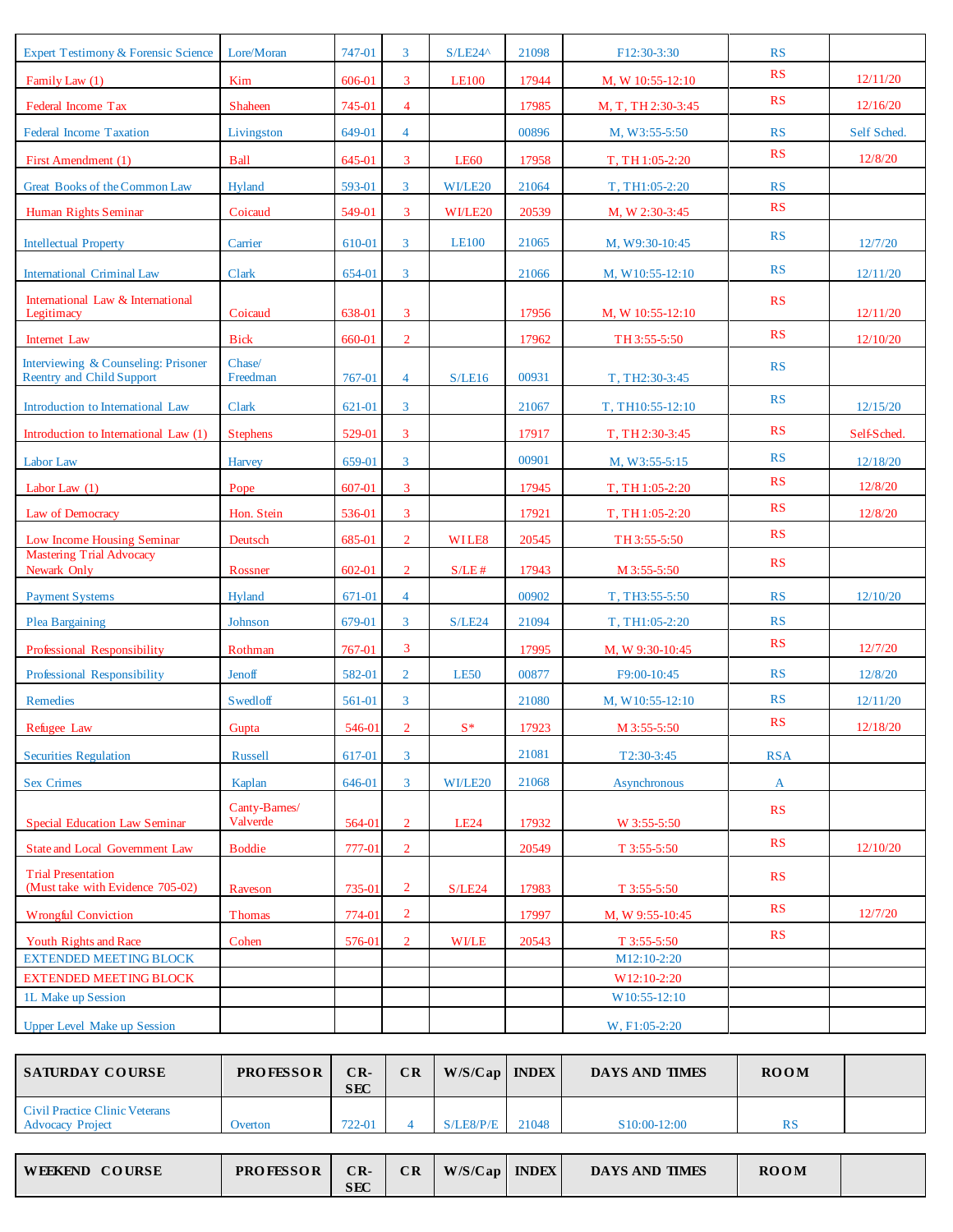| | | | | | | | | |
|---|---|---|---|---|---|---|---|---|
| Expert Testimony & Forensic Science | Lore/Moran | 747-01 | 3 | S/LE24^ | 21098 | F12:30-3:30 | RS | |
| Family Law (1) | Kim | 606-01 | 3 | LE100 | 17944 | M, W 10:55-12:10 | RS | 12/11/20 |
| Federal Income Tax | Shaheen | 745-01 | 4 | | 17985 | M, T, TH 2:30-3:45 | RS | 12/16/20 |
| Federal Income Taxation | Livingston | 649-01 | 4 | | 00896 | M, W3:55-5:50 | RS | Self Sched. |
| First Amendment (1) | Ball | 645-01 | 3 | LE60 | 17958 | T, TH 1:05-2:20 | RS | 12/8/20 |
| Great Books of the Common Law | Hyland | 593-01 | 3 | WI/LE20 | 21064 | T, TH1:05-2:20 | RS | |
| Human Rights Seminar | Coicaud | 549-01 | 3 | WI/LE20 | 20539 | M, W 2:30-3:45 | RS | |
| Intellectual Property | Carrier | 610-01 | 3 | LE100 | 21065 | M, W9:30-10:45 | RS | 12/7/20 |
| International Criminal Law | Clark | 654-01 | 3 | | 21066 | M, W10:55-12:10 | RS | 12/11/20 |
| International Law & International Legitimacy | Coicaud | 638-01 | 3 | | 17956 | M, W 10:55-12:10 | RS | 12/11/20 |
| Internet Law | Bick | 660-01 | 2 | | 17962 | TH 3:55-5:50 | RS | 12/10/20 |
| Interviewing & Counseling: Prisoner Reentry and Child Support | Chase/ Freedman | 767-01 | 4 | S/LE16 | 00931 | T, TH2:30-3:45 | RS | |
| Introduction to International Law | Clark | 621-01 | 3 | | 21067 | T, TH10:55-12:10 | RS | 12/15/20 |
| Introduction to International Law (1) | Stephens | 529-01 | 3 | | 17917 | T, TH 2:30-3:45 | RS | Self-Sched. |
| Labor Law | Harvey | 659-01 | 3 | | 00901 | M, W3:55-5:15 | RS | 12/18/20 |
| Labor Law (1) | Pope | 607-01 | 3 | | 17945 | T, TH 1:05-2:20 | RS | 12/8/20 |
| Law of Democracy | Hon. Stein | 536-01 | 3 | | 17921 | T, TH 1:05-2:20 | RS | 12/8/20 |
| Low Income Housing Seminar | Deutsch | 685-01 | 2 | WI LE8 | 20545 | TH 3:55-5:50 | RS | |
| Mastering Trial Advocacy Newark Only | Rossner | 602-01 | 2 | S/LE # | 17943 | M 3:55-5:50 | RS | |
| Payment Systems | Hyland | 671-01 | 4 | | 00902 | T, TH3:55-5:50 | RS | 12/10/20 |
| Plea Bargaining | Johnson | 679-01 | 3 | S/LE24 | 21094 | T, TH1:05-2:20 | RS | |
| Professional Responsibility | Rothman | 767-01 | 3 | | 17995 | M, W 9:30-10:45 | RS | 12/7/20 |
| Professional Responsibility | Jenoff | 582-01 | 2 | LE50 | 00877 | F9:00-10:45 | RS | 12/8/20 |
| Remedies | Swedloff | 561-01 | 3 | | 21080 | M, W10:55-12:10 | RS | 12/11/20 |
| Refugee Law | Gupta | 546-01 | 2 | S* | 17923 | M 3:55-5:50 | RS | 12/18/20 |
| Securities Regulation | Russell | 617-01 | 3 | | 21081 | T2:30-3:45 | RSA | |
| Sex Crimes | Kaplan | 646-01 | 3 | WI/LE20 | 21068 | Asynchronous | A | |
| Special Education Law Seminar | Canty-Barnes/ Valverde | 564-01 | 2 | LE24 | 17932 | W 3:55-5:50 | RS | |
| State and Local Government Law | Boddie | 777-01 | 2 | | 20549 | T 3:55-5:50 | RS | 12/10/20 |
| Trial Presentation (Must take with Evidence 705-02) | Raveson | 735-01 | 2 | S/LE24 | 17983 | T 3:55-5:50 | RS | |
| Wrongful Conviction | Thomas | 774-01 | 2 | | 17997 | M, W 9:55-10:45 | RS | 12/7/20 |
| Youth Rights and Race | Cohen | 576-01 | 2 | WI/LE | 20543 | T 3:55-5:50 | RS | |
| EXTENDED MEETING BLOCK | | | | | | M12:10-2:20 | | |
| EXTENDED MEETING BLOCK | | | | | | W12:10-2:20 | | |
| 1L Make up Session | | | | | | W10:55-12:10 | | |
| Upper Level Make up Session | | | | | | W, F1:05-2:20 | | |

| SATURDAY COURSE | PROFESSOR | CR-SEC | CR | W/S/Cap | INDEX | DAYS AND TIMES | ROOM | |
|---|---|---|---|---|---|---|---|---|
| Civil Practice Clinic Veterans Advocacy Project | Overton | 722-01 | 4 | S/LE8/P/E | 21048 | S10:00-12:00 | RS | |

| WEEKEND COURSE | PROFESSOR | CR-SEC | CR | W/S/Cap | INDEX | DAYS AND TIMES | ROOM | |
|---|---|---|---|---|---|---|---|---|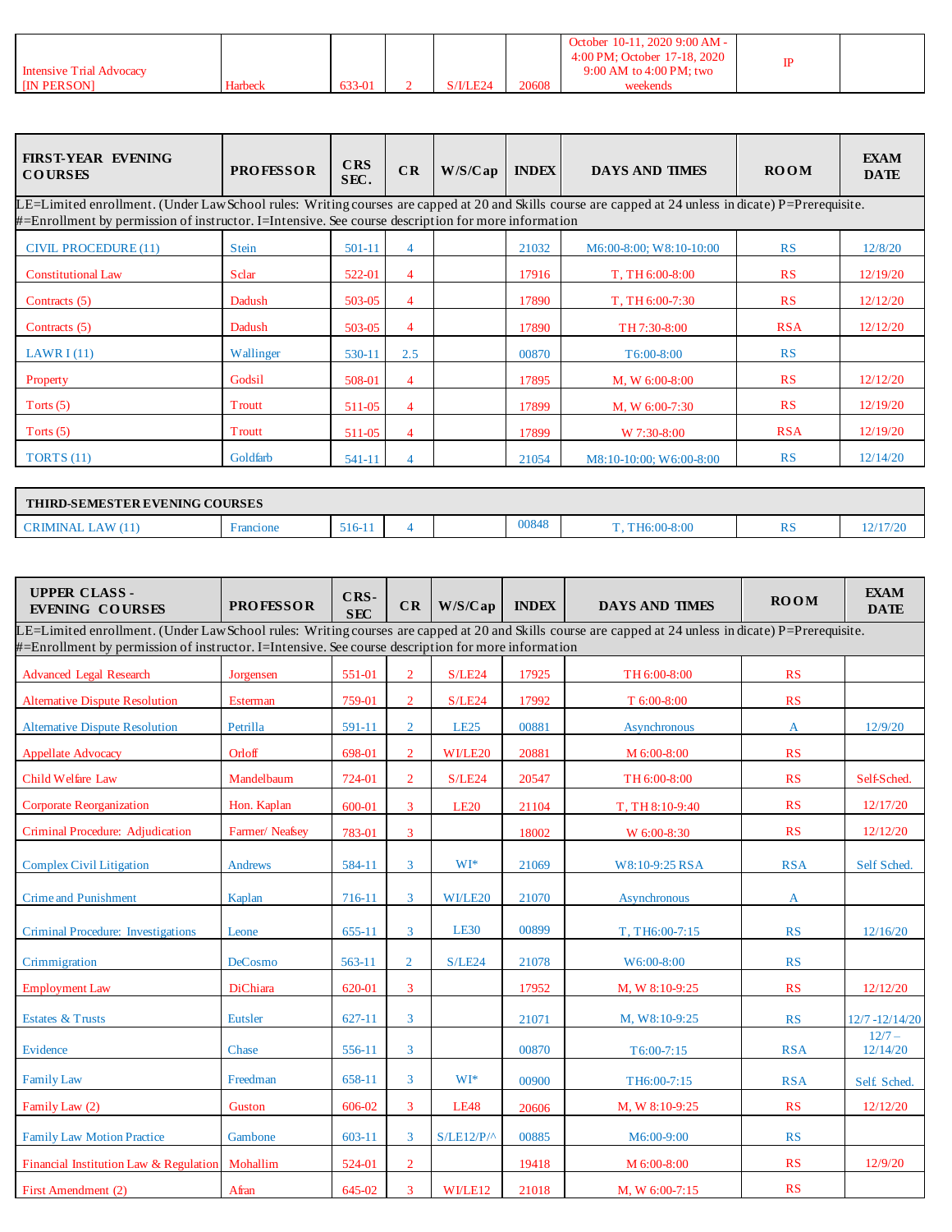| Intensive Trial Advocacy [IN PERSON] | Harbeck | 633-01 | 2 | S/I/LE24 | 20608 | October 10-11, 2020 9:00 AM - 4:00 PM; October 17-18, 2020 9:00 AM to 4:00 PM; two weekends | IP | |
|---|---|---|---|---|---|---|---|---|

| FIRST-YEAR EVENING COURSES | PROFESSOR | CRS SEC. | CR | W/S/Cap | INDEX | DAYS AND TIMES | ROOM | EXAM DATE |
|---|---|---|---|---|---|---|---|---|
| LE=Limited enrollment. (Under Law School rules: Writing courses are capped at 20 and Skills course are capped at 24 unless indicate) P=Prerequisite. #=Enrollment by permission of instructor. I=Intensive. See course description for more information | | | | | | | | |
| CIVIL PROCEDURE (11) | Stein | 501-11 | 4 | | 21032 | M6:00-8:00; W8:10-10:00 | RS | 12/8/20 |
| Constitutional Law | Sclar | 522-01 | 4 | | 17916 | T, TH 6:00-8:00 | RS | 12/19/20 |
| Contracts (5) | Dadush | 503-05 | 4 | | 17890 | T, TH 6:00-7:30 | RS | 12/12/20 |
| Contracts (5) | Dadush | 503-05 | 4 | | 17890 | TH 7:30-8:00 | RSA | 12/12/20 |
| LAWR I (11) | Wallinger | 530-11 | 2.5 | | 00870 | T6:00-8:00 | RS | |
| Property | Godsil | 508-01 | 4 | | 17895 | M, W 6:00-8:00 | RS | 12/12/20 |
| Torts (5) | Troutt | 511-05 | 4 | | 17899 | M, W 6:00-7:30 | RS | 12/19/20 |
| Torts (5) | Troutt | 511-05 | 4 | | 17899 | W 7:30-8:00 | RSA | 12/19/20 |
| TORTS (11) | Goldfarb | 541-11 | 4 | | 21054 | M8:10-10:00; W6:00-8:00 | RS | 12/14/20 |

| THIRD-SEMESTER EVENING COURSES | | | | | | | | |
|---|---|---|---|---|---|---|---|---|
| CRIMINAL LAW (11) | Francione | 516-11 | 4 | | 00848 | T, TH6:00-8:00 | RS | 12/17/20 |

| UPPER CLASS - EVENING COURSES | PROFESSOR | CRS-SEC | CR | W/S/Cap | INDEX | DAYS AND TIMES | ROOM | EXAM DATE |
|---|---|---|---|---|---|---|---|---|
| LE=Limited enrollment. (Under Law School rules: Writing courses are capped at 20 and Skills course are capped at 24 unless indicate) P=Prerequisite. #=Enrollment by permission of instructor. I=Intensive. See course description for more information | | | | | | | | |
| Advanced Legal Research | Jorgensen | 551-01 | 2 | S/LE24 | 17925 | TH 6:00-8:00 | RS | |
| Alternative Dispute Resolution | Esterman | 759-01 | 2 | S/LE24 | 17992 | T 6:00-8:00 | RS | |
| Alternative Dispute Resolution | Petrilla | 591-11 | 2 | LE25 | 00881 | Asynchronous | A | 12/9/20 |
| Appellate Advocacy | Orloff | 698-01 | 2 | WI/LE20 | 20881 | M 6:00-8:00 | RS | |
| Child Welfare Law | Mandelbaum | 724-01 | 2 | S/LE24 | 20547 | TH 6:00-8:00 | RS | Self-Sched. |
| Corporate Reorganization | Hon. Kaplan | 600-01 | 3 | LE20 | 21104 | T, TH 8:10-9:40 | RS | 12/17/20 |
| Criminal Procedure: Adjudication | Farmer/ Neafsey | 783-01 | 3 | | 18002 | W 6:00-8:30 | RS | 12/12/20 |
| Complex Civil Litigation | Andrews | 584-11 | 3 | WI* | 21069 | W8:10-9:25 RSA | RSA | Self Sched. |
| Crime and Punishment | Kaplan | 716-11 | 3 | WI/LE20 | 21070 | Asynchronous | A | |
| Criminal Procedure: Investigations | Leone | 655-11 | 3 | LE30 | 00899 | T, TH6:00-7:15 | RS | 12/16/20 |
| Crimmigration | DeCosmo | 563-11 | 2 | S/LE24 | 21078 | W6:00-8:00 | RS | |
| Employment Law | DiChiara | 620-01 | 3 | | 17952 | M, W 8:10-9:25 | RS | 12/12/20 |
| Estates & Trusts | Eutsler | 627-11 | 3 | | 21071 | M, W8:10-9:25 | RS | 12/7 -12/14/20 |
| Evidence | Chase | 556-11 | 3 | | 00870 | T6:00-7:15 | RSA | 12/7 – 12/14/20 |
| Family Law | Freedman | 658-11 | 3 | WI* | 00900 | TH6:00-7:15 | RSA | Self. Sched. |
| Family Law (2) | Guston | 606-02 | 3 | LE48 | 20606 | M, W 8:10-9:25 | RS | 12/12/20 |
| Family Law Motion Practice | Gambone | 603-11 | 3 | S/LE12/P/^ | 00885 | M6:00-9:00 | RS | |
| Financial Institution Law & Regulation | Mohallim | 524-01 | 2 | | 19418 | M 6:00-8:00 | RS | 12/9/20 |
| First Amendment (2) | Afran | 645-02 | 3 | WI/LE12 | 21018 | M, W 6:00-7:15 | RS | |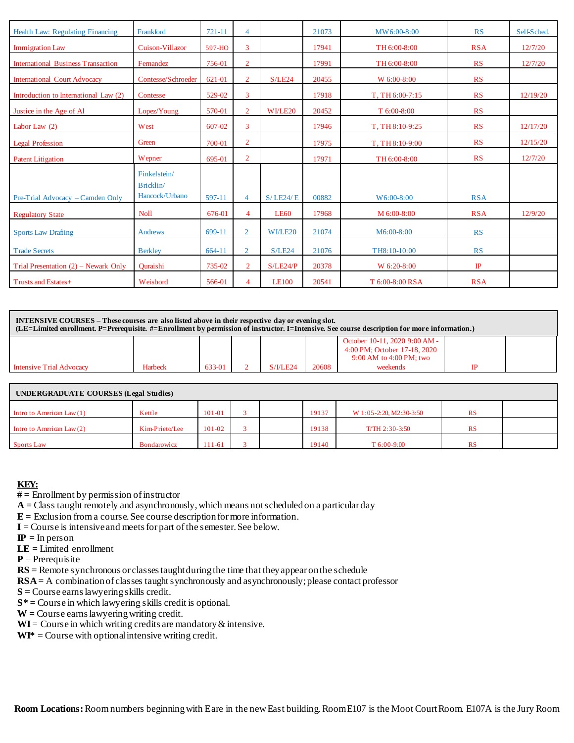| | | | | | | | | |
|---|---|---|---|---|---|---|---|---|
| Health Law: Regulating Financing | Frankford | 721-11 | 4 | | 21073 | MW6:00-8:00 | RS | Self-Sched. |
| Immigration Law | Cuison-Villazor | 597-HO | 3 | | 17941 | TH 6:00-8:00 | RSA | 12/7/20 |
| International Business Transaction | Fernandez | 756-01 | 2 | | 17991 | TH 6:00-8:00 | RS | 12/7/20 |
| International Court Advocacy | Contesse/Schroeder | 621-01 | 2 | S/LE24 | 20455 | W 6:00-8:00 | RS | |
| Introduction to International Law (2) | Contesse | 529-02 | 3 | | 17918 | T, TH 6:00-7:15 | RS | 12/19/20 |
| Justice in the Age of AI | Lopez/Young | 570-01 | 2 | WI/LE20 | 20452 | T 6:00-8:00 | RS | |
| Labor Law (2) | West | 607-02 | 3 | | 17946 | T, TH 8:10-9:25 | RS | 12/17/20 |
| Legal Profession | Green | 700-01 | 2 | | 17975 | T, TH 8:10-9:00 | RS | 12/15/20 |
| Patent Litigation | Wepner | 695-01 | 2 | | 17971 | TH 6:00-8:00 | RS | 12/7/20 |
| Pre-Trial Advocacy – Camden Only | Finkelstein/ Bricklin/ Hancock/Urbano | 597-11 | 4 | S/ LE24/ E | 00882 | W6:00-8:00 | RSA | |
| Regulatory State | Noll | 676-01 | 4 | LE60 | 17968 | M 6:00-8:00 | RSA | 12/9/20 |
| Sports Law Drafting | Andrews | 699-11 | 2 | WI/LE20 | 21074 | M6:00-8:00 | RS | |
| Trade Secrets | Berkley | 664-11 | 2 | S/LE24 | 21076 | TH8:10-10:00 | RS | |
| Trial Presentation (2) – Newark Only | Quraishi | 735-02 | 2 | S/LE24/P | 20378 | W 6:20-8:00 | IP | |
| Trusts and Estates+ | Weisbord | 566-01 | 4 | LE100 | 20541 | T 6:00-8:00 RSA | RSA | |

| INTENSIVE COURSES – These courses are also listed above in their respective day or evening slot. (LE=Limited enrollment. P=Prerequisite. #=Enrollment by permission of instructor. I=Intensive. See course description for more information.) | | | | | | | | |
|---|---|---|---|---|---|---|---|---|
| Intensive Trial Advocacy | Harbeck | 633-01 | 2 | S/I/LE24 | 20608 | October 10-11, 2020 9:00 AM - 4:00 PM; October 17-18, 2020 9:00 AM to 4:00 PM; two weekends | IP | |

| UNDERGRADUATE COURSES (Legal Studies) | | | | | | | | |
|---|---|---|---|---|---|---|---|---|
| Intro to American Law (1) | Kettle | 101-01 | 3 | | 19137 | W 1:05-2:20, M2:30-3:50 | RS | |
| Intro to American Law (2) | Kim-Prieto/Lee | 101-02 | 3 | | 19138 | T/TH 2:30-3:50 | RS | |
| Sports Law | Bondarowicz | 111-61 | 3 | | 19140 | T 6:00-9:00 | RS | |

**KEY:**

**#** = Enrollment by permission of instructor
**A =** Class taught remotely and asynchronously, which means not scheduled on a particular day
**E** = Exclusion from a course. See course description for more information.
**I** = Course is intensive and meets for part of the semester. See below.
**IP =** In person
**LE** = Limited enrollment
**P** = Prerequisite
**RS =** Remote synchronous or classes taught during the time that they appear on the schedule
**RSA =** A combination of classes taught synchronously and asynchronously; please contact professor
**S** = Course earns lawyering skills credit.
**S*** = Course in which lawyering skills credit is optional.
**W** = Course earns lawyering writing credit.
**WI** = Course in which writing credits are mandatory & intensive.
**WI*** = Course with optional intensive writing credit.

**Room Locations:** Room numbers beginning with E are in the new East building. Room E107 is the Moot Court Room. E107A is the Jury Room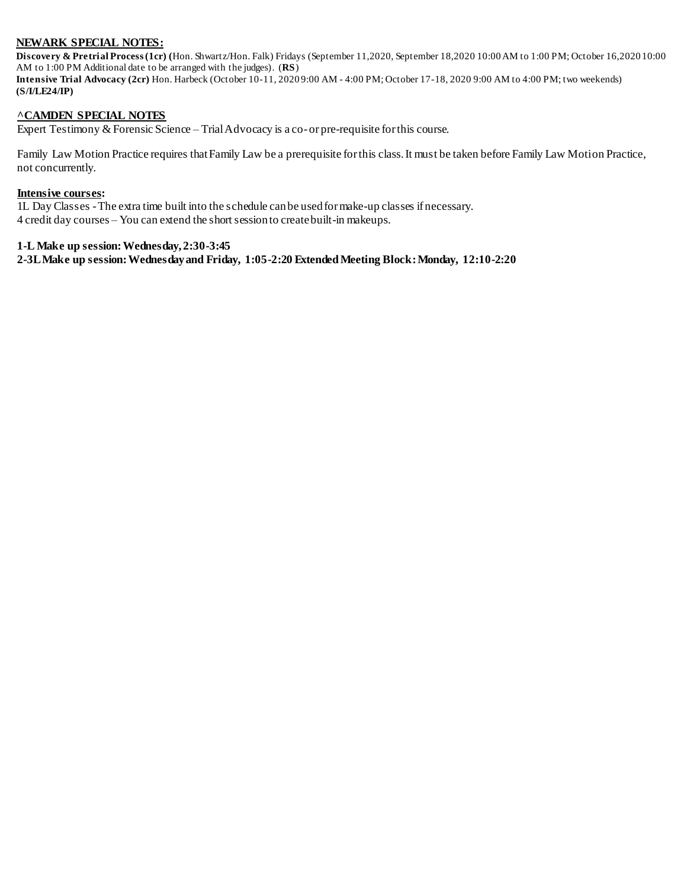**NEWARK SPECIAL NOTES:**

**Discovery & Pretrial Process (1cr) (**Hon. Shwartz/Hon. Falk) Fridays (September 11,2020, September 18,2020 10:00 AM to 1:00 PM; October 16,2020 10:00 AM to 1:00 PM Additional date to be arranged with the judges). (**RS**)

**Intensive Trial Advocacy (2cr)** Hon. Harbeck (October 10-11, 2020 9:00 AM - 4:00 PM; October 17-18, 2020 9:00 AM to 4:00 PM; two weekends) **(S/I/LE24/IP)**

**^CAMDEN SPECIAL NOTES**

Expert Testimony & Forensic Science – Trial Advocacy is a co- or pre-requisite for this course.

Family Law Motion Practice requires that Family Law be a prerequisite for this class. It must be taken before Family Law Motion Practice, not concurrently.

**Intensive courses:**

1L Day Classes - The extra time built into the schedule can be used for make-up classes if necessary.
4 credit day courses – You can extend the short session to create built-in makeups.

**1-L Make up session: Wednesday, 2:30-3:45**
**2-3L Make up session: Wednesday and Friday, 1:05-2:20 Extended Meeting Block: Monday, 12:10-2:20**